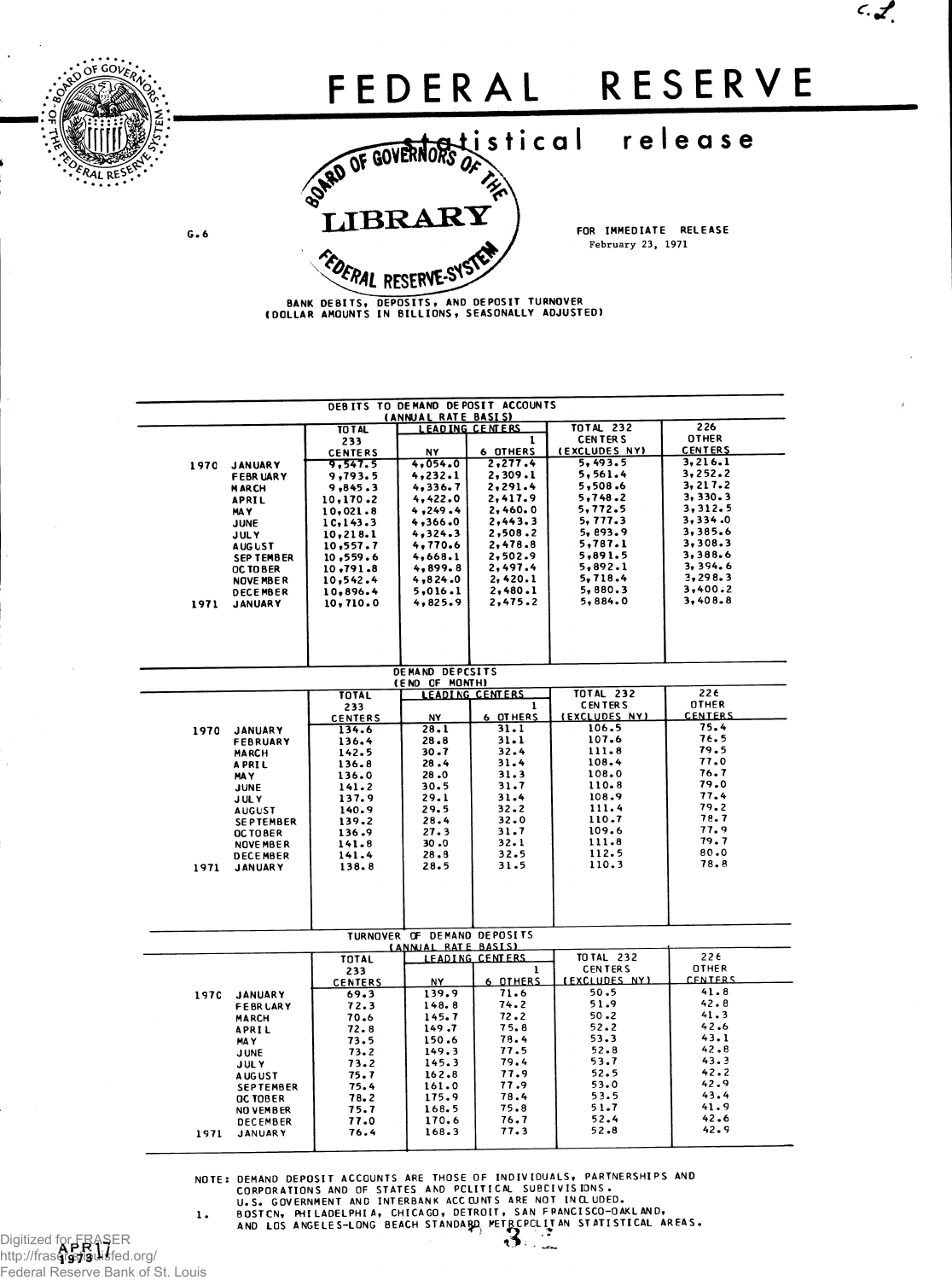# FEDERAL RESERVE

## statistical release

G.6

FOR IMMEDIATE RELEASE
February 23, 1971

BANK DEBITS, DEPOSITS, AND DEPOSIT TURNOVER
(DOLLAR AMOUNTS IN BILLIONS, SEASONALLY ADJUSTED)

### DEBITS TO DEMAND DEPOSIT ACCOUNTS (ANNUAL RATE BASIS)

| | TOTAL 233 CENTERS | LEADING CENTERS NY | LEADING CENTERS 6 OTHERS [1] | TOTAL 232 CENTERS (EXCLUDES NY) | 226 OTHER CENTERS |
|---|---|---|---|---|---|
| 1970 JANUARY | 9,547.5 | 4,054.0 | 2,277.4 | 5,493.5 | 3,216.1 |
| FEBRUARY | 9,793.5 | 4,232.1 | 2,309.1 | 5,561.4 | 3,252.2 |
| MARCH | 9,845.3 | 4,336.7 | 2,291.4 | 5,508.6 | 3,217.2 |
| APRIL | 10,170.2 | 4,422.0 | 2,417.9 | 5,748.2 | 3,330.3 |
| MAY | 10,021.8 | 4,249.4 | 2,460.0 | 5,772.5 | 3,312.5 |
| JUNE | 10,143.3 | 4,366.0 | 2,443.3 | 5,777.3 | 3,334.0 |
| JULY | 10,218.1 | 4,324.3 | 2,508.2 | 5,893.9 | 3,385.6 |
| AUGUST | 10,557.7 | 4,770.6 | 2,478.8 | 5,787.1 | 3,308.3 |
| SEPTEMBER | 10,559.6 | 4,668.1 | 2,502.9 | 5,891.5 | 3,388.6 |
| OCTOBER | 10,791.8 | 4,899.8 | 2,497.4 | 5,892.1 | 3,394.6 |
| NOVEMBER | 10,542.4 | 4,824.0 | 2,420.1 | 5,718.4 | 3,298.3 |
| DECEMBER | 10,896.4 | 5,016.1 | 2,480.1 | 5,880.3 | 3,400.2 |
| 1971 JANUARY | 10,710.0 | 4,825.9 | 2,475.2 | 5,884.0 | 3,408.8 |

### DEMAND DEPOSITS (END OF MONTH)

| | TOTAL 233 CENTERS | LEADING CENTERS NY | LEADING CENTERS 6 OTHERS [1] | TOTAL 232 CENTERS (EXCLUDES NY) | 226 OTHER CENTERS |
|---|---|---|---|---|---|
| 1970 JANUARY | 134.6 | 28.1 | 31.1 | 106.5 | 75.4 |
| FEBRUARY | 136.4 | 28.8 | 31.1 | 107.6 | 76.5 |
| MARCH | 142.5 | 30.7 | 32.4 | 111.8 | 79.5 |
| APRIL | 136.8 | 28.4 | 31.4 | 108.4 | 77.0 |
| MAY | 136.0 | 28.0 | 31.3 | 108.0 | 76.7 |
| JUNE | 141.2 | 30.5 | 31.7 | 110.8 | 79.0 |
| JULY | 137.9 | 29.1 | 31.4 | 108.9 | 77.4 |
| AUGUST | 140.9 | 29.5 | 32.2 | 111.4 | 79.2 |
| SEPTEMBER | 139.2 | 28.4 | 32.0 | 110.7 | 78.7 |
| OCTOBER | 136.9 | 27.3 | 31.7 | 109.6 | 77.9 |
| NOVEMBER | 141.8 | 30.0 | 32.1 | 111.8 | 79.7 |
| DECEMBER | 141.4 | 28.8 | 32.5 | 112.5 | 80.0 |
| 1971 JANUARY | 138.8 | 28.5 | 31.5 | 110.3 | 78.8 |

### TURNOVER OF DEMAND DEPOSITS (ANNUAL RATE BASIS)

| | TOTAL 233 CENTERS | LEADING CENTERS NY | LEADING CENTERS 6 OTHERS [1] | TOTAL 232 CENTERS (EXCLUDES NY) | 226 OTHER CENTERS |
|---|---|---|---|---|---|
| 1970 JANUARY | 69.3 | 139.9 | 71.6 | 50.5 | 41.8 |
| FEBRUARY | 72.3 | 148.8 | 74.2 | 51.9 | 42.8 |
| MARCH | 70.6 | 145.7 | 72.2 | 50.2 | 41.3 |
| APRIL | 72.8 | 149.7 | 75.8 | 52.2 | 42.6 |
| MAY | 73.5 | 150.6 | 78.4 | 53.3 | 43.1 |
| JUNE | 73.2 | 149.3 | 77.5 | 52.8 | 42.8 |
| JULY | 73.2 | 145.3 | 79.4 | 53.7 | 43.3 |
| AUGUST | 75.7 | 162.8 | 77.9 | 52.5 | 42.2 |
| SEPTEMBER | 75.4 | 161.0 | 77.9 | 53.0 | 42.9 |
| OCTOBER | 78.2 | 175.9 | 78.4 | 53.5 | 43.4 |
| NOVEMBER | 75.7 | 168.5 | 75.8 | 51.7 | 41.9 |
| DECEMBER | 77.0 | 170.6 | 76.7 | 52.4 | 42.6 |
| 1971 JANUARY | 76.4 | 168.3 | 77.3 | 52.8 | 42.9 |

NOTE: DEMAND DEPOSIT ACCOUNTS ARE THOSE OF INDIVIDUALS, PARTNERSHIPS AND CORPORATIONS AND OF STATES AND POLITICAL SUBDIVISIONS. U.S. GOVERNMENT AND INTERBANK ACCOUNTS ARE NOT INCLUDED.

1. BOSTON, PHILADELPHIA, CHICAGO, DETROIT, SAN FRANCISCO-OAKLAND, AND LOS ANGELES-LONG BEACH STANDARD METROPOLITAN STATISTICAL AREAS.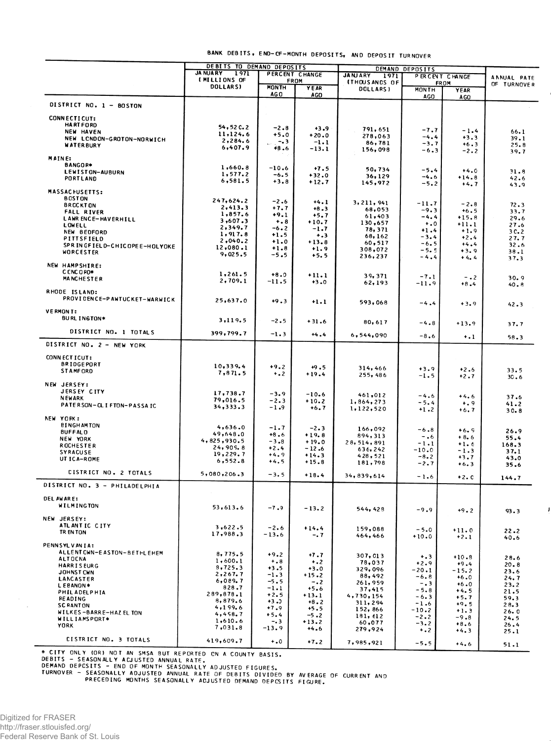# BANK DEBITS, END-OF-MONTH DEPOSITS, AND DEPOSIT TURNOVER

| | DEBITS TO DEMAND DEPOSITS | | | DEMAND DEPOSITS | | | ANNUAL RATE OF TURNOVER |
|---|---|---|---|---|---|---|---|
| | JANUARY 1971 (MILLIONS OF DOLLARS) | PERCENT CHANGE FROM | | JANUARY 1971 (THOUSANDS OF DOLLARS) | PERCENT CHANGE FROM | | |
| | | MONTH AGO | YEAR AGO | | MONTH AGO | YEAR AGO | |
| **DISTRICT NO. 1 - BOSTON** | | | | | | | |
| **CONNECTICUT:** | | | | | | | |
| HARTFORD | 54,520.2 | -2.8 | +3.9 | 791,651 | -7.7 | -1.4 | 66.1 |
| NEW HAVEN | 11,124.6 | +5.0 | +20.0 | 278,063 | -4.4 | +3.3 | 39.1 |
| NEW LONDON-GROTON-NORWICH | 2,284.6 | -.3 | -1.1 | 86,781 | -3.7 | +6.3 | 25.8 |
| WATERBURY | 6,407.9 | +8.6 | -13.1 | 156,098 | -6.3 | -2.2 | 39.7 |
| **MAINE:** | | | | | | | |
| BANGOR* | 1,660.8 | -10.6 | +7.5 | 50,734 | -5.4 | +4.0 | 31.8 |
| LEWISTON-AUBURN | 1,577.2 | -6.5 | +32.0 | 36,129 | -4.6 | +14.8 | 42.6 |
| PORTLAND | 6,581.5 | +3.8 | +12.7 | 145,972 | -5.2 | +4.7 | 43.9 |
| **MASSACHUSETTS:** | | | | | | | |
| BOSTON | 247,624.2 | -2.6 | +4.1 | 3,211,941 | -11.7 | -2.8 | 72.3 |
| BROCKTON | 2,413.3 | +7.7 | +8.3 | 68,053 | -9.3 | +6.5 | 33.7 |
| FALL RIVER | 1,857.6 | +9.1 | +5.7 | 61,403 | -4.4 | +15.8 | 29.6 |
| LAWRENCE-HAVERHILL | 3,607.3 | +.8 | +10.7 | 130,657 | +.0 | +11.1 | 27.6 |
| LOWELL | 2,349.7 | -6.2 | -1.7 | 78,371 | +1.4 | +1.9 | 30.2 |
| NEW BEDFORD | 1,917.8 | +1.5 | +.3 | 68,162 | -3.4 | +2.4 | 27.7 |
| PITTSFIELD | 2,040.2 | +1.0 | +13.8 | 60,517 | -6.5 | +4.4 | 32.6 |
| SPRINGFIELD-CHICOPEE-HOLYOKE | 12,080.1 | +1.8 | +1.9 | 308,072 | -5.5 | +3.9 | 38.1 |
| WORCESTER | 9,025.5 | -5.5 | +5.5 | 236,237 | -4.4 | +4.4 | 37.3 |
| **NEW HAMPSHIRE:** | | | | | | | |
| CONCORD* | 1,261.5 | +8.0 | +11.1 | 39,371 | -7.1 | -.2 | 30.9 |
| MANCHESTER | 2,709.1 | -11.5 | +3.0 | 62,193 | -11.9 | +8.4 | 40.8 |
| **RHODE ISLAND:** | | | | | | | |
| PROVIDENCE-PAWTUCKET-WARWICK | 25,637.0 | +9.3 | +1.1 | 593,068 | -4.4 | +3.9 | 42.3 |
| **VERMONT:** | | | | | | | |
| BURLINGTON* | 3,119.5 | -2.5 | +31.6 | 80,617 | -4.8 | +13.9 | 37.7 |
| DISTRICT NO. 1 TOTALS | 399,799.7 | -1.3 | +4.4 | 6,544,090 | -8.6 | +.1 | 58.3 |
| **DISTRICT NO. 2 - NEW YORK** | | | | | | | |
| **CONNECTICUT:** | | | | | | | |
| BRIDGEPORT | 10,339.4 | +9.2 | +9.5 | 314,466 | +3.9 | +2.6 | 33.5 |
| STAMFORD | 7,871.5 | +.2 | +19.4 | 255,486 | -1.5 | +2.7 | 30.6 |
| **NEW JERSEY:** | | | | | | | |
| JERSEY CITY | 17,738.7 | -3.9 | -10.6 | 461,012 | -4.6 | +4.6 | 37.6 |
| NEWARK | 79,016.5 | -2.3 | +10.2 | 1,864,273 | -5.4 | +.9 | 41.2 |
| PATERSON-CLIFTON-PASSAIC | 34,333.3 | -1.9 | +6.7 | 1,122,520 | +1.2 | +6.7 | 30.8 |
| **NEW YORK:** | | | | | | | |
| BINGHAMTON | 4,636.0 | -1.7 | -2.3 | 166,092 | -6.8 | +6.9 | 26.9 |
| BUFFALO | 49,648.0 | +8.6 | +19.8 | 894,313 | -.6 | +8.6 | 55.4 |
| NEW YORK | 4,825,930.5 | -3.8 | +19.0 | 28,514,891 | -1.1 | +1.6 | 168.3 |
| ROCHESTER | 24,909.8 | +2.4 | -12.6 | 636,242 | -10.0 | -1.3 | 37.1 |
| SYRACUSE | 19,229.7 | +4.9 | +14.3 | 428,521 | -8.2 | +3.7 | 43.0 |
| UTICA-ROME | 6,552.8 | +4.5 | +15.8 | 181,798 | -2.7 | +6.3 | 35.6 |
| DISTRICT NO. 2 TOTALS | 5,080,206.3 | -3.5 | +18.4 | 34,839,614 | -1.6 | +2.0 | 144.7 |
| **DISTRICT NO. 3 - PHILADELPHIA** | | | | | | | |
| **DELAWARE:** | | | | | | | |
| WILMINGTON | 53,613.6 | -7.9 | -13.2 | 544,428 | -9.9 | +9.2 | 93.3 |
| **NEW JERSEY:** | | | | | | | |
| ATLANTIC CITY | 3,622.5 | -2.6 | +14.4 | 159,088 | -5.0 | +11.0 | 22.2 |
| TRENTON | 17,988.3 | -13.6 | -.7 | 464,466 | +10.0 | +2.1 | 40.6 |
| **PENNSYLVANIA:** | | | | | | | |
| ALLENTOWN-EASTON-BETHLEHEM | 8,775.5 | +9.2 | +7.7 | 307,013 | +.3 | +10.8 | 28.6 |
| ALTOONA | 1,600.1 | +.8 | +.2 | 78,037 | +2.9 | +9.4 | 20.8 |
| HARRISBURG | 8,725.3 | +3.5 | +3.0 | 329,096 | -20.1 | -15.2 | 23.6 |
| JOHNSTOWN | 2,267.7 | -1.3 | +15.2 | 88,492 | -6.8 | +6.0 | 24.7 |
| LANCASTER | 6,089.7 | -5.5 | -.2 | 261,959 | -.3 | +6.0 | 23.2 |
| LEBANON* | 828.7 | -1.1 | +5.6 | 37,415 | -5.8 | +4.5 | 21.5 |
| PHILADELPHIA | 289,878.1 | +2.5 | +13.1 | 4,730,154 | -6.3 | +5.7 | 59.3 |
| READING | 8,879.6 | +3.0 | +8.2 | 311,294 | -1.6 | +9.5 | 28.3 |
| SCRANTON | 4,199.6 | +7.9 | +5.5 | 152,866 | -10.2 | +1.3 | 26.0 |
| WILKES-BARRE-HAZELTON | 4,458.7 | +5.4 | -5.2 | 181,612 | -2.2 | -9.8 | 24.5 |
| WILLIAMSPORT* | 1,610.6 | -.3 | +13.2 | 60,077 | -3.2 | +8.6 | 26.4 |
| YORK | 7,031.8 | -13.9 | +4.6 | 279,924 | +.2 | +4.3 | 25.1 |
| DISTRICT NO. 3 TOTALS | 419,609.7 | +.0 | +7.2 | 7,985,921 | -5.5 | +4.6 | 51.1 |

\* CITY ONLY (OR) NOT AN SMSA BUT REPORTED ON A COUNTY BASIS.
DEBITS - SEASONALLY ADJUSTED ANNUAL RATE.
DEMAND DEPOSITS - END OF MONTH SEASONALLY ADJUSTED FIGURES.
TURNOVER - SEASONALLY ADJUSTED ANNUAL RATE OF DEBITS DIVIDED BY AVERAGE OF CURRENT AND PRECEDING MONTHS SEASONALLY ADJUSTED DEMAND DEPOSITS FIGURE.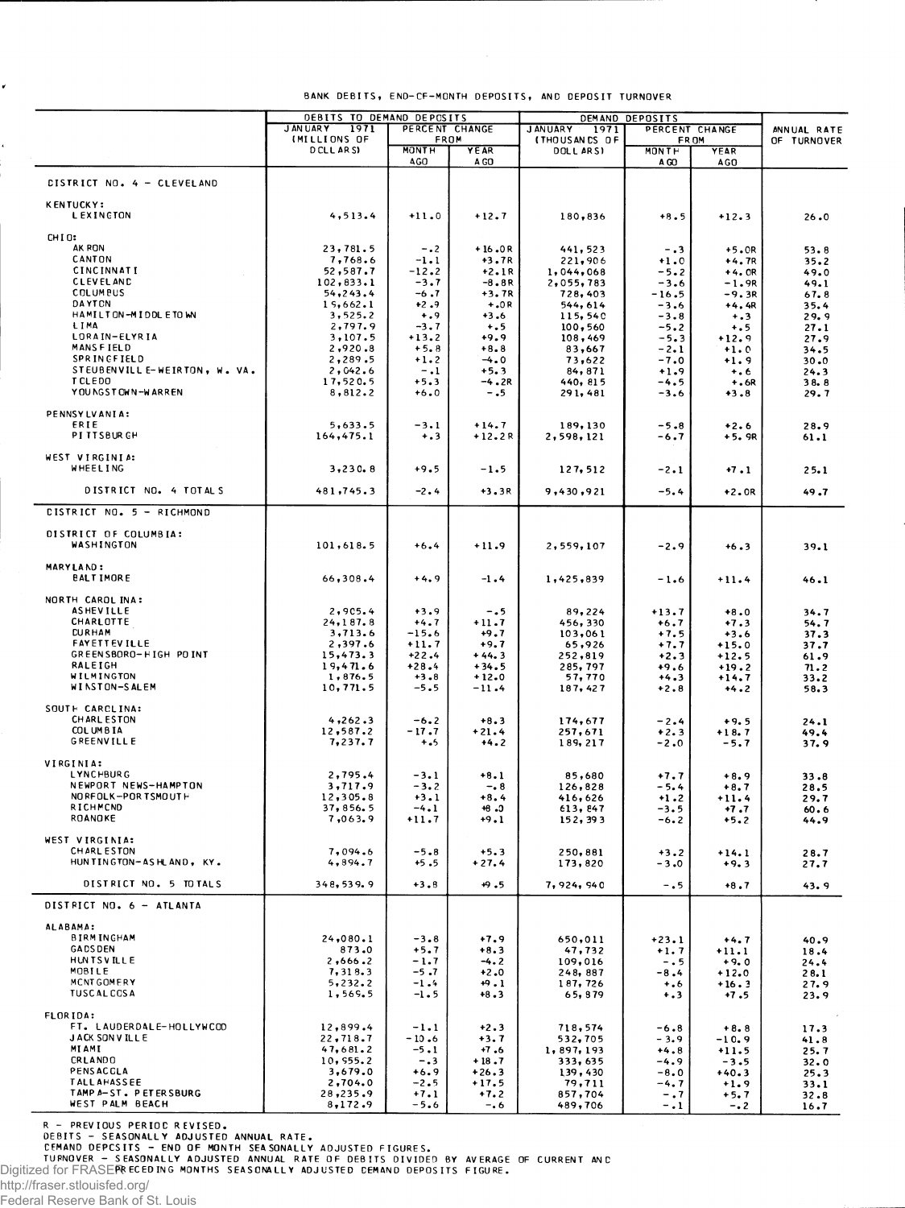BANK DEBITS, END-OF-MONTH DEPOSITS, AND DEPOSIT TURNOVER

| | DEBITS TO DEMAND DEPOSITS | | | DEMAND DEPOSITS | | | ANNUAL RATE OF TURNOVER |
|---|---|---|---|---|---|---|---|
| | JANUARY 1971 (MILLIONS OF DOLLARS) | PERCENT CHANGE FROM | | JANUARY 1971 (THOUSANDS OF DOLLARS) | PERCENT CHANGE FROM | | |
| | | MONTH AGO | YEAR AGO | | MONTH AGO | YEAR AGO | |
| DISTRICT NO. 4 - CLEVELAND | | | | | | | |
| KENTUCKY: | | | | | | | |
| LEXINGTON | 4,513.4 | +11.0 | +12.7 | 180,836 | +8.5 | +12.3 | 26.0 |
| OHIO: | | | | | | | |
| AKRON | 23,781.5 | -.2 | +16.0R | 441,523 | -.3 | +5.0R | 53.8 |
| CANTON | 7,768.6 | -1.1 | +3.7R | 221,906 | +1.0 | +4.7R | 35.2 |
| CINCINNATI | 52,587.7 | -12.2 | +2.1R | 1,044,068 | -5.2 | +4.0R | 49.0 |
| CLEVELAND | 102,833.1 | -3.7 | -8.8R | 2,055,783 | -3.6 | -1.9R | 49.1 |
| COLUMBUS | 54,243.4 | -6.7 | +3.7R | 728,403 | -16.5 | -9.3R | 67.8 |
| DAYTON | 19,662.1 | +2.9 | +.0R | 544,614 | -3.6 | +4.4R | 35.4 |
| HAMILTON-MIDDLETOWN | 3,525.2 | +.9 | +3.6 | 115,540 | -3.8 | +.3 | 29.9 |
| LIMA | 2,797.9 | -3.7 | +.5 | 100,560 | -5.2 | +.5 | 27.1 |
| LORAIN-ELYRIA | 3,107.5 | +13.2 | +9.9 | 108,469 | -5.3 | +12.9 | 27.9 |
| MANSFIELD | 2,920.8 | +5.8 | +8.8 | 83,667 | -2.1 | +1.0 | 34.5 |
| SPRINGFIELD | 2,289.5 | +1.2 | -4.0 | 73,622 | -7.0 | +1.9 | 30.0 |
| STEUBENVILLE-WEIRTON, W. VA. | 2,042.6 | -.1 | +5.3 | 84,871 | +1.9 | +.6 | 24.3 |
| TOLEDO | 17,520.5 | +5.3 | -4.2R | 440,815 | -4.5 | +.6R | 38.8 |
| YOUNGSTOWN-WARREN | 8,812.2 | +6.0 | -.5 | 291,481 | -3.6 | +3.8 | 29.7 |
| PENNSYLVANIA: | | | | | | | |
| ERIE | 5,633.5 | -3.1 | +14.7 | 189,130 | -5.8 | +2.6 | 28.9 |
| PITTSBURGH | 164,475.1 | +.3 | +12.2R | 2,598,121 | -6.7 | +5.9R | 61.1 |
| WEST VIRGINIA: | | | | | | | |
| WHEELING | 3,230.8 | +9.5 | -1.5 | 127,512 | -2.1 | +7.1 | 25.1 |
| DISTRICT NO. 4 TOTALS | 481,745.3 | -2.4 | +3.3R | 9,430,921 | -5.4 | +2.0R | 49.7 |
| DISTRICT NO. 5 - RICHMOND | | | | | | | |
| DISTRICT OF COLUMBIA: | | | | | | | |
| WASHINGTON | 101,618.5 | +6.4 | +11.9 | 2,559,107 | -2.9 | +6.3 | 39.1 |
| MARYLAND: | | | | | | | |
| BALTIMORE | 66,308.4 | +4.9 | -1.4 | 1,425,839 | -1.6 | +11.4 | 46.1 |
| NORTH CAROLINA: | | | | | | | |
| ASHEVILLE | 2,905.4 | +3.9 | -.5 | 89,224 | +13.7 | +8.0 | 34.7 |
| CHARLOTTE | 24,187.8 | +4.7 | +11.7 | 456,330 | +6.7 | +7.3 | 54.7 |
| DURHAM | 3,713.6 | -15.6 | +9.7 | 103,061 | +7.5 | +3.6 | 37.3 |
| FAYETTEVILLE | 2,397.6 | +11.7 | +9.7 | 65,926 | +7.7 | +15.0 | 37.7 |
| GREENSBORO-HIGH POINT | 15,473.3 | +22.4 | +44.3 | 252,819 | +2.3 | +12.5 | 61.9 |
| RALEIGH | 19,471.6 | +28.4 | +34.5 | 285,797 | +9.6 | +19.2 | 71.2 |
| WILMINGTON | 1,876.5 | +3.8 | +12.0 | 57,770 | +4.3 | +14.7 | 33.2 |
| WINSTON-SALEM | 10,771.5 | -5.5 | -11.4 | 187,427 | +2.8 | +4.2 | 58.3 |
| SOUTH CAROLINA: | | | | | | | |
| CHARLESTON | 4,262.3 | -6.2 | +8.3 | 174,677 | -2.4 | +9.5 | 24.1 |
| COLUMBIA | 12,587.2 | -17.7 | +21.4 | 257,671 | +2.3 | +18.7 | 49.4 |
| GREENVILLE | 7,237.7 | +.5 | +4.2 | 189,217 | -2.0 | -5.7 | 37.9 |
| VIRGINIA: | | | | | | | |
| LYNCHBURG | 2,795.4 | -3.1 | +8.1 | 85,680 | +7.7 | +8.9 | 33.8 |
| NEWPORT NEWS-HAMPTON | 3,717.9 | -3.2 | -.8 | 126,828 | -5.4 | +8.7 | 28.5 |
| NORFOLK-PORTSMOUTH | 12,305.8 | +3.1 | +8.4 | 416,626 | +1.2 | +11.4 | 29.7 |
| RICHMOND | 37,856.5 | -4.1 | +8.0 | 613,847 | -3.5 | +7.7 | 60.6 |
| ROANOKE | 7,063.9 | +11.7 | +9.1 | 152,393 | -6.2 | +5.2 | 44.9 |
| WEST VIRGINIA: | | | | | | | |
| CHARLESTON | 7,094.6 | -5.8 | +5.3 | 250,881 | +3.2 | +14.1 | 28.7 |
| HUNTINGTON-ASHLAND, KY. | 4,894.7 | +5.5 | +27.4 | 173,820 | -3.0 | +9.3 | 27.7 |
| DISTRICT NO. 5 TOTALS | 348,539.9 | +3.8 | +9.5 | 7,924,940 | -.5 | +8.7 | 43.9 |
| DISTRICT NO. 6 - ATLANTA | | | | | | | |
| ALABAMA: | | | | | | | |
| BIRMINGHAM | 24,080.1 | -3.8 | +7.9 | 650,011 | +23.1 | +4.7 | 40.9 |
| GADSDEN | 873.0 | +5.7 | +8.3 | 47,732 | +1.7 | +11.1 | 18.4 |
| HUNTSVILLE | 2,666.2 | -1.7 | -4.2 | 109,016 | -.5 | +9.0 | 24.4 |
| MOBILE | 7,318.3 | -5.7 | +2.0 | 248,887 | -8.4 | +12.0 | 28.1 |
| MONTGOMERY | 5,232.2 | -1.4 | +9.1 | 187,726 | +.6 | +16.3 | 27.9 |
| TUSCALOOSA | 1,569.5 | -1.5 | +8.3 | 65,879 | +.3 | +7.5 | 23.9 |
| FLORIDA: | | | | | | | |
| FT. LAUDERDALE-HOLLYWOOD | 12,899.4 | -1.1 | +2.3 | 718,574 | -6.8 | +8.8 | 17.3 |
| JACKSONVILLE | 22,718.7 | -10.6 | +3.7 | 532,705 | -3.9 | -10.9 | 41.8 |
| MIAMI | 47,681.2 | -5.1 | +7.6 | 1,897,193 | +4.8 | +11.5 | 25.7 |
| ORLANDO | 10,955.2 | -.3 | +18.7 | 333,635 | -4.9 | -3.5 | 32.0 |
| PENSACOLA | 3,679.0 | +6.9 | +26.3 | 139,430 | -8.0 | +40.3 | 25.3 |
| TALLAHASSEE | 2,704.0 | -2.5 | +17.5 | 79,711 | -4.7 | +1.9 | 33.1 |
| TAMPA-ST. PETERSBURG | 28,235.9 | +7.1 | +7.2 | 857,704 | -.7 | +5.7 | 32.8 |
| WEST PALM BEACH | 8,172.9 | -5.6 | -.6 | 489,706 | -.1 | -.2 | 16.7 |

R - PREVIOUS PERIOD REVISED.
DEBITS - SEASONALLY ADJUSTED ANNUAL RATE.
DEMAND DEPOSITS - END OF MONTH SEASONALLY ADJUSTED FIGURES.
TURNOVER - SEASONALLY ADJUSTED ANNUAL RATE OF DEBITS DIVIDED BY AVERAGE OF CURRENT AND PRECEDING MONTHS SEASONALLY ADJUSTED DEMAND DEPOSITS FIGURE.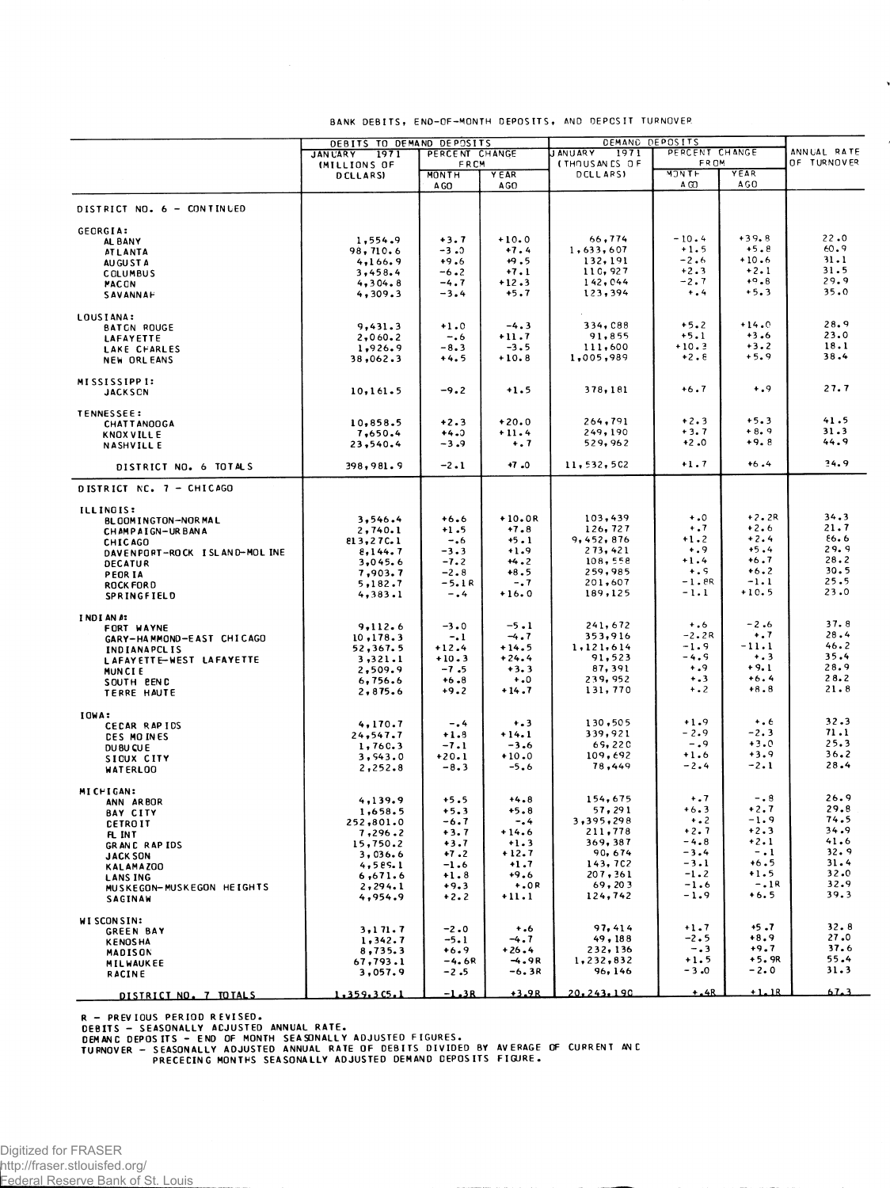BANK DEBITS, END-OF-MONTH DEPOSITS, AND DEPOSIT TURNOVER

| | DEBITS TO DEMAND DEPOSITS | | | DEMAND DEPOSITS | | | ANNUAL RATE OF TURNOVER |
|---|---|---|---|---|---|---|---|
| | JANUARY 1971 (MILLIONS OF DOLLARS) | PERCENT CHANGE FROM | | JANUARY 1971 (THOUSANDS OF DOLLARS) | PERCENT CHANGE FROM | | |
| | | MONTH AGO | YEAR AGO | | MONTH AGO | YEAR AGO | |
| DISTRICT NO. 6 - CONTINUED | | | | | | | |
| GEORGIA: | | | | | | | |
| ALBANY | 1,554.9 | +3.7 | +10.0 | 66,774 | -10.4 | +39.8 | 22.0 |
| ATLANTA | 98,710.6 | -3.0 | +7.4 | 1,633,607 | +1.5 | +5.8 | 60.9 |
| AUGUSTA | 4,166.9 | +9.6 | +9.5 | 132,191 | -2.6 | +10.6 | 31.1 |
| COLUMBUS | 3,458.4 | -6.2 | +7.1 | 110,927 | +2.3 | +2.1 | 31.5 |
| MACON | 4,304.8 | -4.7 | +12.3 | 142,044 | -2.7 | +9.8 | 29.9 |
| SAVANNAH | 4,309.3 | -3.4 | +5.7 | 123,394 | +.4 | +5.3 | 35.0 |
| LOUSIANA: | | | | | | | |
| BATON ROUGE | 9,431.3 | +1.0 | -4.3 | 334,088 | +5.2 | +14.0 | 28.9 |
| LAFAYETTE | 2,060.2 | -.6 | +11.7 | 91,855 | +5.1 | +3.6 | 23.0 |
| LAKE CHARLES | 1,926.9 | -8.3 | -3.5 | 111,600 | +10.3 | +3.2 | 18.1 |
| NEW ORLEANS | 38,062.3 | +4.5 | +10.8 | 1,005,989 | +2.8 | +5.9 | 38.4 |
| MISSISSIPPI: | | | | | | | |
| JACKSON | 10,161.5 | -9.2 | +1.5 | 378,181 | +6.7 | +.9 | 27.7 |
| TENNESSEE: | | | | | | | |
| CHATTANOOGA | 10,858.5 | +2.3 | +20.0 | 264,791 | +2.3 | +5.3 | 41.5 |
| KNOXVILLE | 7,650.4 | +4.0 | +11.4 | 249,190 | +3.7 | +8.9 | 31.3 |
| NASHVILLE | 23,540.4 | -3.9 | +.7 | 529,962 | +2.0 | +9.8 | 44.9 |
| DISTRICT NO. 6 TOTALS | 398,981.9 | -2.1 | +7.0 | 11,532,502 | +1.7 | +6.4 | 34.9 |
| DISTRICT NO. 7 - CHICAGO | | | | | | | |
| ILLINOIS: | | | | | | | |
| BLOOMINGTON-NORMAL | 3,546.4 | +6.6 | +10.0R | 103,439 | +.0 | +2.2R | 34.3 |
| CHAMPAIGN-URBANA | 2,740.1 | +1.5 | +7.8 | 126,727 | +.7 | +2.6 | 21.7 |
| CHICAGO | 813,270.1 | -.6 | +5.1 | 9,452,876 | +1.2 | +2.4 | 86.6 |
| DAVENPORT-ROCK ISLAND-MOLINE | 8,144.7 | -3.3 | +1.9 | 273,421 | +.9 | +5.4 | 29.9 |
| DECATUR | 3,045.6 | -7.2 | +4.2 | 108,558 | +1.4 | +6.7 | 28.2 |
| PEORIA | 7,903.7 | -2.8 | +8.5 | 259,985 | +.9 | +6.2 | 30.5 |
| ROCKFORD | 5,182.7 | -5.1R | -.7 | 201,607 | -1.8R | -1.1 | 25.5 |
| SPRINGFIELD | 4,383.1 | -.4 | +16.0 | 189,125 | -1.1 | +10.5 | 23.0 |
| INDIANA: | | | | | | | |
| FORT WAYNE | 9,112.6 | -3.0 | -5.1 | 241,672 | +.6 | -2.6 | 37.8 |
| GARY-HAMMOND-EAST CHICAGO | 10,178.3 | -.1 | -4.7 | 353,916 | -2.2R | +.7 | 28.4 |
| INDIANAPOLIS | 52,367.5 | +12.4 | +14.5 | 1,121,614 | -1.9 | -11.1 | 46.2 |
| LAFAYETTE-WEST LAFAYETTE | 3,321.1 | +10.3 | +24.4 | 91,523 | -4.9 | +.3 | 35.4 |
| MUNCIE | 2,509.9 | -7.5 | +3.3 | 87,391 | +.9 | +9.1 | 28.9 |
| SOUTH BEND | 6,756.6 | +6.8 | +.0 | 239,952 | +.3 | +6.4 | 28.2 |
| TERRE HAUTE | 2,875.6 | +9.2 | +14.7 | 131,770 | +.2 | +8.8 | 21.8 |
| IOWA: | | | | | | | |
| CEDAR RAPIDS | 4,170.7 | -.4 | +.3 | 130,505 | +1.9 | +.6 | 32.3 |
| DES MOINES | 24,547.7 | +1.8 | +14.1 | 339,921 | -2.9 | -2.3 | 71.1 |
| DUBUQUE | 1,760.3 | -7.1 | -3.6 | 69,220 | -.9 | +3.0 | 25.3 |
| SIOUX CITY | 3,943.0 | +20.1 | +10.0 | 109,692 | +1.6 | +3.9 | 36.2 |
| WATERLOO | 2,252.8 | -8.3 | -5.6 | 78,449 | -2.4 | -2.1 | 28.4 |
| MICHIGAN: | | | | | | | |
| ANN ARBOR | 4,139.9 | +5.5 | +4.8 | 154,675 | +.7 | -.8 | 26.9 |
| BAY CITY | 1,658.5 | +5.3 | +5.8 | 57,291 | +6.3 | +2.7 | 29.8 |
| DETROIT | 252,801.0 | -6.7 | -.4 | 3,395,298 | +.2 | -1.9 | 74.5 |
| FLINT | 7,296.2 | +3.7 | +14.6 | 211,778 | +2.7 | +2.3 | 34.9 |
| GRAND RAPIDS | 15,750.2 | +3.7 | +1.3 | 369,387 | -4.8 | +2.1 | 41.6 |
| JACKSON | 3,036.6 | +7.2 | +12.7 | 90,674 | -3.4 | -.1 | 32.9 |
| KALAMAZOO | 4,585.1 | -1.6 | +1.7 | 143,702 | -3.1 | +6.5 | 31.4 |
| LANSING | 6,671.6 | +1.8 | +9.6 | 207,361 | -1.2 | +1.5 | 32.0 |
| MUSKEGON-MUSKEGON HEIGHTS | 2,294.1 | +9.3 | +.0R | 69,203 | -1.6 | -.1R | 32.9 |
| SAGINAW | 4,954.9 | +2.2 | +11.1 | 124,742 | -1.9 | +6.5 | 39.3 |
| WISCONSIN: | | | | | | | |
| GREEN BAY | 3,171.7 | -2.0 | +.6 | 97,414 | +1.7 | +5.7 | 32.8 |
| KENOSHA | 1,342.7 | -5.1 | -4.7 | 49,188 | -2.5 | +8.9 | 27.0 |
| MADISON | 8,735.3 | +6.9 | +26.4 | 232,136 | -.3 | +9.7 | 37.6 |
| MILWAUKEE | 67,793.1 | -4.6R | -4.9R | 1,232,832 | +1.5 | +5.9R | 55.4 |
| RACINE | 3,057.9 | -2.5 | -6.3R | 96,146 | -3.0 | -2.0 | 31.3 |
| DISTRICT NO. 7 TOTALS | 1,359,305.1 | -1.3R | +3.9R | 20,243,190 | +.4R | +1.1R | 67.3 |

R - PREVIOUS PERIOD REVISED.
DEBITS - SEASONALLY ADJUSTED ANNUAL RATE.
DEMAND DEPOSITS - END OF MONTH SEASONALLY ADJUSTED FIGURES.
TURNOVER - SEASONALLY ADJUSTED ANNUAL RATE OF DEBITS DIVIDED BY AVERAGE OF CURRENT AND PRECEDING MONTHS SEASONALLY ADJUSTED DEMAND DEPOSITS FIGURE.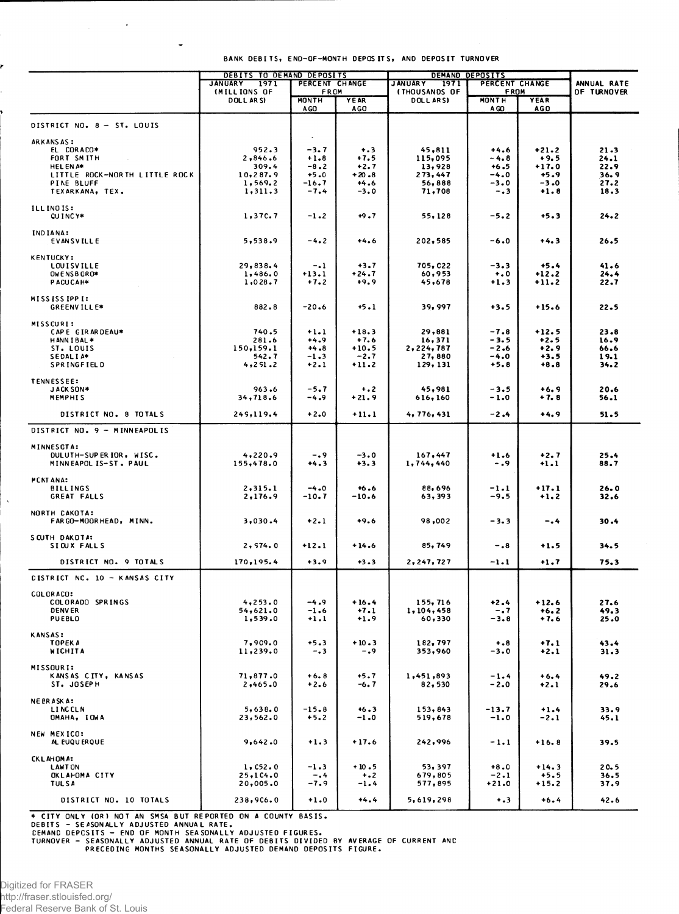BANK DEBITS, END-OF-MONTH DEPOSITS, AND DEPOSIT TURNOVER

| | DEBITS TO DEMAND DEPOSITS | | | DEMAND DEPOSITS | | | ANNUAL RATE OF TURNOVER |
|---|---|---|---|---|---|---|---|
| | JANUARY 1971 (MILLIONS OF DOLLARS) | PERCENT CHANGE FROM | | JANUARY 1971 (THOUSANDS OF DOLLARS) | PERCENT CHANGE FROM | | |
| | | MONTH AGO | YEAR AGO | | MONTH AGO | YEAR AGO | |
| DISTRICT NO. 8 - ST. LOUIS | | | | | | | |
| ARKANSAS: | | | | | | | |
| EL DORADO* | 952.3 | -3.7 | +.3 | 45,811 | +4.6 | +21.2 | 21.3 |
| FORT SMITH | 2,846.6 | +1.8 | +7.5 | 115,095 | -4.8 | +9.5 | 24.1 |
| HELENA* | 309.4 | -8.2 | +2.7 | 13,928 | +6.5 | +17.0 | 22.9 |
| LITTLE ROCK-NORTH LITTLE ROCK | 10,287.9 | +5.0 | +20.8 | 273,447 | -4.0 | +5.9 | 36.9 |
| PINE BLUFF | 1,569.2 | -16.7 | +4.6 | 56,888 | -3.0 | -3.0 | 27.2 |
| TEXARKANA, TEX. | 1,311.3 | -7.4 | -3.0 | 71,708 | -.3 | +1.8 | 18.3 |
| ILLINOIS: | | | | | | | |
| QUINCY* | 1,370.7 | -1.2 | +9.7 | 55,128 | -5.2 | +5.3 | 24.2 |
| INDIANA: | | | | | | | |
| EVANSVILLE | 5,538.9 | -4.2 | +4.6 | 202,585 | -6.0 | +4.3 | 26.5 |
| KENTUCKY: | | | | | | | |
| LOUISVILLE | 29,838.4 | -.1 | +3.7 | 705,022 | -3.3 | +5.4 | 41.6 |
| OWENSBORO* | 1,486.0 | +13.1 | +24.7 | 60,953 | +.0 | +12.2 | 24.4 |
| PADUCAH* | 1,028.7 | +7.2 | +9.9 | 45,678 | +1.3 | +11.2 | 22.7 |
| MISSISSIPPI: | | | | | | | |
| GREENVILLE* | 882.8 | -20.6 | +5.1 | 39,997 | +3.5 | +15.6 | 22.5 |
| MISSOURI: | | | | | | | |
| CAPE GIRARDEAU* | 740.5 | +1.1 | +18.3 | 29,881 | -7.8 | +12.5 | 23.8 |
| HANNIBAL* | 281.6 | +4.9 | +7.6 | 16,371 | -3.5 | +2.5 | 16.9 |
| ST. LOUIS | 150,159.1 | +4.8 | +10.5 | 2,224,787 | -2.6 | +2.9 | 66.6 |
| SEDALIA* | 542.7 | -1.3 | -2.7 | 27,880 | -4.0 | +3.5 | 19.1 |
| SPRINGFIELD | 4,291.2 | +2.1 | +11.2 | 129,131 | +5.8 | +8.8 | 34.2 |
| TENNESSEE: | | | | | | | |
| JACKSON* | 963.6 | -5.7 | +.2 | 45,981 | -3.5 | +6.9 | 20.6 |
| MEMPHIS | 34,718.6 | -4.9 | +21.9 | 616,160 | -1.0 | +7.8 | 56.1 |
| DISTRICT NO. 8 TOTALS | 249,119.4 | +2.0 | +11.1 | 4,776,431 | -2.4 | +4.9 | 51.5 |
| DISTRICT NO. 9 - MINNEAPOLIS | | | | | | | |
| MINNESOTA: | | | | | | | |
| DULUTH-SUPERIOR, WISC. | 4,220.9 | -.9 | -3.0 | 167,447 | +1.6 | +2.7 | 25.4 |
| MINNEAPOLIS-ST. PAUL | 155,478.0 | +4.3 | +3.3 | 1,744,440 | -.9 | +1.1 | 88.7 |
| MONTANA: | | | | | | | |
| BILLINGS | 2,315.1 | -4.0 | +6.6 | 88,696 | -1.1 | +17.1 | 26.0 |
| GREAT FALLS | 2,176.9 | -10.7 | -10.6 | 63,393 | -9.5 | +1.2 | 32.6 |
| NORTH DAKOTA: | | | | | | | |
| FARGO-MOORHEAD, MINN. | 3,030.4 | +2.1 | +9.6 | 98,002 | -3.3 | -.4 | 30.4 |
| SOUTH DAKOTA: | | | | | | | |
| SIOUX FALLS | 2,974.0 | +12.1 | +14.6 | 85,749 | -.8 | +1.5 | 34.5 |
| DISTRICT NO. 9 TOTALS | 170,195.4 | +3.9 | +3.3 | 2,247,727 | -1.1 | +1.7 | 75.3 |
| DISTRICT NO. 10 - KANSAS CITY | | | | | | | |
| COLORADO: | | | | | | | |
| COLORADO SPRINGS | 4,253.0 | -4.9 | +16.4 | 155,716 | +2.4 | +12.6 | 27.6 |
| DENVER | 54,621.0 | -1.6 | +7.1 | 1,104,458 | -.7 | +6.2 | 49.3 |
| PUEBLO | 1,539.0 | +1.1 | +1.9 | 60,330 | -3.8 | +7.6 | 25.0 |
| KANSAS: | | | | | | | |
| TOPEKA | 7,909.0 | +5.3 | +10.3 | 182,797 | +.8 | +7.1 | 43.4 |
| WICHITA | 11,239.0 | -.3 | -.9 | 353,960 | -3.0 | +2.1 | 31.3 |
| MISSOURI: | | | | | | | |
| KANSAS CITY, KANSAS | 71,877.0 | +6.8 | +5.7 | 1,451,893 | -1.4 | +6.4 | 49.2 |
| ST. JOSEPH | 2,465.0 | +2.6 | -6.7 | 82,530 | -2.0 | +2.1 | 29.6 |
| NEBRASKA: | | | | | | | |
| LINCOLN | 5,638.0 | -15.8 | +6.3 | 153,843 | -13.7 | +1.4 | 33.9 |
| OMAHA, IOWA | 23,562.0 | +5.2 | -1.0 | 519,678 | -1.0 | -2.1 | 45.1 |
| NEW MEXICO: | | | | | | | |
| ALBUQUERQUE | 9,642.0 | +1.3 | +17.6 | 242,996 | -1.1 | +16.8 | 39.5 |
| OKLAHOMA: | | | | | | | |
| LAWTON | 1,052.0 | -1.3 | +10.5 | 53,397 | +8.0 | +14.3 | 20.5 |
| OKLAHOMA CITY | 25,104.0 | -.4 | +.2 | 679,805 | -2.1 | +5.5 | 36.5 |
| TULSA | 20,005.0 | -7.9 | -1.4 | 577,895 | +21.0 | +15.2 | 37.9 |
| DISTRICT NO. 10 TOTALS | 238,906.0 | +1.0 | +4.4 | 5,619,298 | +.3 | +6.4 | 42.6 |

\* CITY ONLY (OR) NOT AN SMSA BUT REPORTED ON A COUNTY BASIS.
DEBITS - SEASONALLY ADJUSTED ANNUAL RATE.
DEMAND DEPOSITS - END OF MONTH SEASONALLY ADJUSTED FIGURES.
TURNOVER - SEASONALLY ADJUSTED ANNUAL RATE OF DEBITS DIVIDED BY AVERAGE OF CURRENT AND PRECEDING MONTHS SEASONALLY ADJUSTED DEMAND DEPOSITS FIGURE.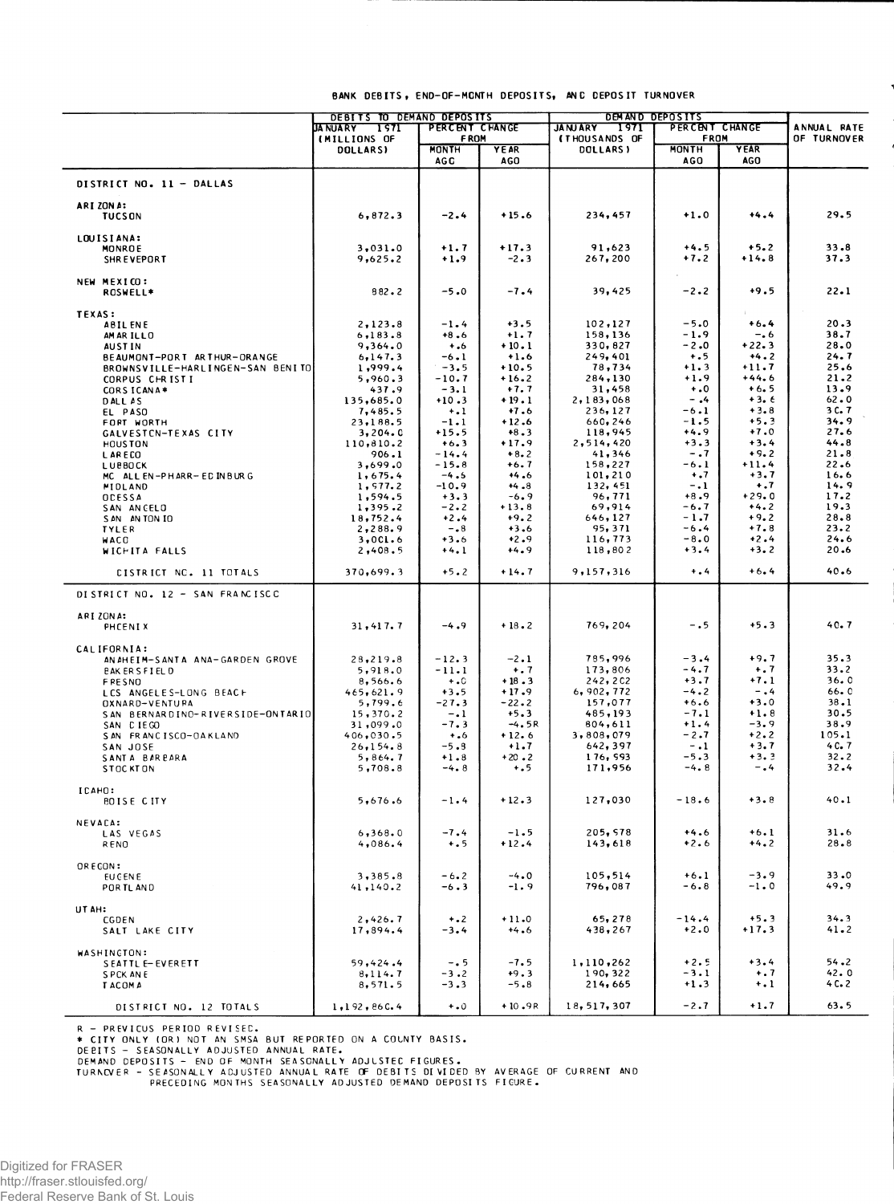BANK DEBITS, END-OF-MONTH DEPOSITS, AND DEPOSIT TURNOVER

| | DEBITS TO DEMAND DEPOSITS | | | DEMAND DEPOSITS | | | |
|---|---|---|---|---|---|---|---|
| | JANUARY 1971 (MILLIONS OF DOLLARS) | PERCENT CHANGE FROM MONTH AGO | PERCENT CHANGE FROM YEAR AGO | JANUARY 1971 (THOUSANDS OF DOLLARS) | PERCENT CHANGE FROM MONTH AGO | PERCENT CHANGE FROM YEAR AGO | ANNUAL RATE OF TURNOVER |
| DISTRICT NO. 11 - DALLAS | | | | | | | |
| ARIZONA: | | | | | | | |
| TUCSON | 6,872.3 | -2.4 | +15.6 | 234,457 | +1.0 | +4.4 | 29.5 |
| LOUISIANA: | | | | | | | |
| MONROE | 3,031.0 | +1.7 | +17.3 | 91,623 | +4.5 | +5.2 | 33.8 |
| SHREVEPORT | 9,625.2 | +1.9 | -2.3 | 267,200 | +7.2 | +14.8 | 37.3 |
| NEW MEXICO: | | | | | | | |
| ROSWELL* | 882.2 | -5.0 | -7.4 | 39,425 | -2.2 | +9.5 | 22.1 |
| TEXAS: | | | | | | | |
| ABILENE | 2,123.8 | -1.4 | +3.5 | 102,127 | -5.0 | +6.4 | 20.3 |
| AMARILLO | 6,183.8 | +8.6 | +1.7 | 158,136 | -1.9 | -.6 | 38.7 |
| AUSTIN | 9,364.0 | +.6 | +10.1 | 330,827 | -2.0 | +22.3 | 28.0 |
| BEAUMONT-PORT ARTHUR-ORANGE | 6,147.3 | -6.1 | +1.6 | 249,401 | +.5 | +4.2 | 24.7 |
| BROWNSVILLE-HARLINGEN-SAN BENITO | 1,999.4 | -3.5 | +10.5 | 78,734 | +1.3 | +11.7 | 25.6 |
| CORPUS CHRISTI | 5,960.3 | -10.7 | +16.2 | 284,130 | +1.9 | +44.6 | 21.2 |
| CORSICANA* | 437.9 | -3.1 | +7.7 | 31,458 | +.0 | +6.5 | 13.9 |
| DALLAS | 135,685.0 | +10.3 | +19.1 | 2,183,068 | -.4 | +3.6 | 62.0 |
| EL PASO | 7,485.5 | +.1 | +7.6 | 236,127 | -6.1 | +3.8 | 30.7 |
| FORT WORTH | 23,188.5 | -1.1 | +12.6 | 660,246 | -1.5 | +5.3 | 34.9 |
| GALVESTON-TEXAS CITY | 3,204.0 | +15.5 | +8.3 | 118,945 | +4.9 | +7.0 | 27.6 |
| HOUSTON | 110,810.2 | +6.3 | +17.9 | 2,514,420 | +3.3 | +3.4 | 44.8 |
| LAREDO | 906.1 | -14.4 | +8.2 | 41,346 | -.7 | +9.2 | 21.8 |
| LUBBOCK | 3,699.0 | -15.8 | +6.7 | 158,227 | -6.1 | +11.4 | 22.6 |
| MC ALLEN-PHARR-EDINBURG | 1,675.4 | -4.5 | +4.6 | 101,210 | +.7 | +3.7 | 16.6 |
| MIDLAND | 1,977.2 | -10.9 | +4.8 | 132,451 | -.1 | +.7 | 14.9 |
| ODESSA | 1,594.5 | +3.3 | -6.9 | 96,771 | +8.9 | +29.0 | 17.2 |
| SAN ANGELO | 1,395.2 | -2.2 | +13.8 | 69,914 | -6.7 | +4.2 | 19.3 |
| SAN ANTONIO | 18,752.4 | +2.4 | +9.2 | 646,127 | -1.7 | +9.2 | 28.8 |
| TYLER | 2,288.9 | -.8 | +3.6 | 95,371 | -6.4 | +7.8 | 23.2 |
| WACO | 3,001.6 | +3.6 | +2.9 | 116,773 | -8.0 | +2.4 | 24.6 |
| WICHITA FALLS | 2,408.5 | +4.1 | +4.9 | 118,802 | +3.4 | +3.2 | 20.6 |
| DISTRICT NO. 11 TOTALS | 370,699.3 | +5.2 | +14.7 | 9,157,316 | +.4 | +6.4 | 40.6 |
| DISTRICT NO. 12 - SAN FRANCISCO | | | | | | | |
| ARIZONA: | | | | | | | |
| PHOENIX | 31,417.7 | -4.9 | +18.2 | 769,204 | -.5 | +5.3 | 40.7 |
| CALIFORNIA: | | | | | | | |
| ANAHEIM-SANTA ANA-GARDEN GROVE | 28,219.8 | -12.3 | -2.1 | 785,996 | -3.4 | +9.7 | 35.3 |
| BAKERSFIELD | 5,918.0 | -11.1 | +.7 | 173,806 | -4.7 | +.7 | 33.2 |
| FRESNO | 8,566.6 | +.0 | +18.3 | 242,202 | +3.7 | +7.1 | 36.0 |
| LOS ANGELES-LONG BEACH | 465,621.9 | +3.5 | +17.9 | 6,902,772 | -4.2 | -.4 | 66.0 |
| OXNARD-VENTURA | 5,799.6 | -27.3 | -22.2 | 157,077 | +6.6 | +3.0 | 38.1 |
| SAN BERNARDINO-RIVERSIDE-ONTARIO | 15,370.2 | -.1 | +5.3 | 485,193 | -7.1 | +1.8 | 30.5 |
| SAN DIEGO | 31,099.0 | -7.3 | -4.5R | 804,611 | +1.4 | -3.9 | 38.9 |
| SAN FRANCISCO-OAKLAND | 406,030.5 | +.6 | +12.6 | 3,808,079 | -2.7 | +2.2 | 105.1 |
| SAN JOSE | 26,154.8 | -5.8 | +1.7 | 642,397 | -.1 | +3.7 | 40.7 |
| SANTA BARBARA | 5,864.7 | +1.8 | +20.2 | 176,593 | -5.3 | +3.3 | 32.2 |
| STOCKTON | 5,708.8 | -4.8 | +.5 | 171,956 | -4.8 | -.4 | 32.4 |
| IDAHO: | | | | | | | |
| BOISE CITY | 5,676.6 | -1.4 | +12.3 | 127,030 | -18.6 | +3.8 | 40.1 |
| NEVADA: | | | | | | | |
| LAS VEGAS | 6,368.0 | -7.4 | -1.5 | 205,978 | +4.6 | +6.1 | 31.6 |
| RENO | 4,086.4 | +.5 | +12.4 | 143,618 | +2.6 | +4.2 | 28.8 |
| OREGON: | | | | | | | |
| EUGENE | 3,385.8 | -6.2 | -4.0 | 105,514 | +6.1 | -3.9 | 33.0 |
| PORTLAND | 41,140.2 | -6.3 | -1.9 | 796,087 | -6.8 | -1.0 | 49.9 |
| UTAH: | | | | | | | |
| OGDEN | 2,426.7 | +.2 | +11.0 | 65,278 | -14.4 | +5.3 | 34.3 |
| SALT LAKE CITY | 17,894.4 | -3.4 | +4.6 | 438,267 | +2.0 | +17.3 | 41.2 |
| WASHINGTON: | | | | | | | |
| SEATTLE-EVERETT | 59,424.4 | -.5 | -7.5 | 1,110,262 | +2.5 | +3.4 | 54.2 |
| SPOKANE | 8,114.7 | -3.2 | +9.3 | 190,322 | -3.1 | +.7 | 42.0 |
| TACOMA | 8,571.5 | -3.3 | -5.8 | 214,665 | +1.3 | +.1 | 40.2 |
| DISTRICT NO. 12 TOTALS | 1,192,860.4 | +.0 | +10.9R | 18,517,307 | -2.7 | +1.7 | 63.5 |

R - PREVIOUS PERIOD REVISED.
* CITY ONLY (OR) NOT AN SMSA BUT REPORTED ON A COUNTY BASIS.
DEBITS - SEASONALLY ADJUSTED ANNUAL RATE.
DEMAND DEPOSITS - END OF MONTH SEASONALLY ADJUSTED FIGURES.
TURNOVER - SEASONALLY ADJUSTED ANNUAL RATE OF DEBITS DIVIDED BY AVERAGE OF CURRENT AND PRECEDING MONTHS SEASONALLY ADJUSTED DEMAND DEPOSITS FIGURE.